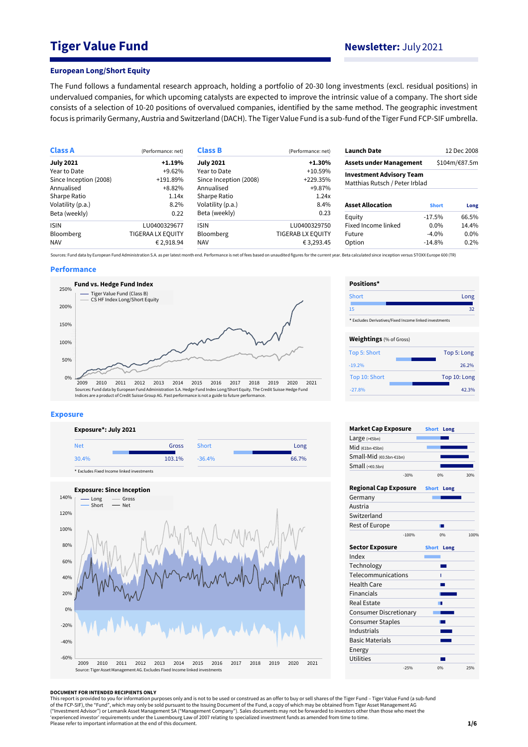# Tiger Value Fund

## Newsletter: July 2021

### European Long/Short Equity

The Fund follows a fundamental research approach, holding a portfolio of 20-30 long investments (excl. residual positions) in undervalued companies, for which upcoming catalysts are expected to improve the intrinsic value of a company. The short side consists of a selection of 10-20 positions of overvalued companies, identified by the same method. The geographic investment focus is primarily Germany, Austria and Switzerland (DACH). The Tiger Value Fund is a sub-fund of the Tiger Fund FCP-SIF umbrella.

| Class A | (Performance: net) |
|---|---|
| **July 2021** | **+1.19%** |
| Year to Date | +9.62% |
| Since Inception (2008) | +191.89% |
| Annualised | +8.82% |
| Sharpe Ratio | 1.14x |
| Volatility (p.a.) | 8.2% |
| Beta (weekly) | 0.22 |
| ISIN | LU0400329677 |
| Bloomberg | TIGERAA LX EQUITY |
| NAV | € 2,918.94 |

| Class B | (Performance: net) |
|---|---|
| **July 2021** | **+1.30%** |
| Year to Date | +10.59% |
| Since Inception (2008) | +229.35% |
| Annualised | +9.87% |
| Sharpe Ratio | 1.24x |
| Volatility (p.a.) | 8.4% |
| Beta (weekly) | 0.23 |
| ISIN | LU0400329750 |
| Bloomberg | TIGERAB LX EQUITY |
| NAV | € 3,293.45 |

| | |
|---|---|
| **Launch Date** | 12 Dec 2008 |
| **Assets under Management** | $104m/€87.5m |
| **Investment Advisory Team** | Matthias Rutsch / Peter Irblad |

| Asset Allocation | Short | Long |
|---|---|---|
| Equity | -17.5% | 66.5% |
| Fixed Income linked | 0.0% | 14.4% |
| Future | -4.0% | 0.0% |
| Option | -14.8% | 0.2% |

Sources: Fund data by European Fund Administration S.A. as per latest month end. Performance is net of fees based on unaudited figures for the current year. Beta calculated since inception versus STOXX Europe 600 (TR)

### Performance

**Fund vs. Hedge Fund Index**

— Tiger Value Fund (Class B)
— CS HF Index Long/Short Equity

Sources: Fund data by European Fund Administration S.A. Hedge Fund Index Long/Short Equity. The Credit Suisse Hedge Fund Indices are a product of Credit Suisse Group AG. Past performance is not a guide to future performance.

**Positions***

| Short | Long |
|---|---|
| 15 | 32 |

* Excludes Derivatives/Fixed Income linked investments

**Weightings** (% of Gross)

| Top 5: Short | Top 5: Long |
|---|---|
| -19.2% | 26.2% |

| Top 10: Short | Top 10: Long |
|---|---|
| -27.8% | 42.3% |

### Exposure

**Exposure*: July 2021**

| Net | Gross | Short | Long |
|---|---|---|---|
| 30.4% | 103.1% | -36.4% | 66.7% |

* Excludes Fixed Income linked investments

**Exposure: Since Inception**

— Long — Gross
— Short — Net

Source: Tiger Asset Management AG. Excludes Fixed Income linked investments

**Market Cap Exposure** (Short / Long)

- Large (>€5bn)
- Mid (€1bn-€5bn)
- Small-Mid (€0.5bn-€1bn)
- Small (<€0.5bn)

**Regional Cap Exposure** (Short / Long)

- Germany
- Austria
- Switzerland
- Rest of Europe

**Sector Exposure** (Short / Long)

- Index
- Technology
- Telecommunications
- Health Care
- Financials
- Real Estate
- Consumer Discretionary
- Consumer Staples
- Industrials
- Basic Materials
- Energy
- Utilities

**DOCUMENT FOR INTENDED RECIPIENTS ONLY**

This report is provided to you for information purposes only and is not to be used or considered as an offer to buy or sell shares of the Tiger Fund – Tiger Value Fund (a sub-fund of the FCP-SIF), the "Fund", which may only be sold pursuant to the Issuing Document of the Fund, a copy of which may be obtained from Tiger Asset Management AG ("Investment Advisor") or Lemanik Asset Management SA ("Management Company"). Sales documents may not be forwarded to investors other than those who meet the 'experienced investor' requirements under the Luxembourg Law of 2007 relating to specialized investment funds as amended from time to time.
Please refer to important information at the end of this document.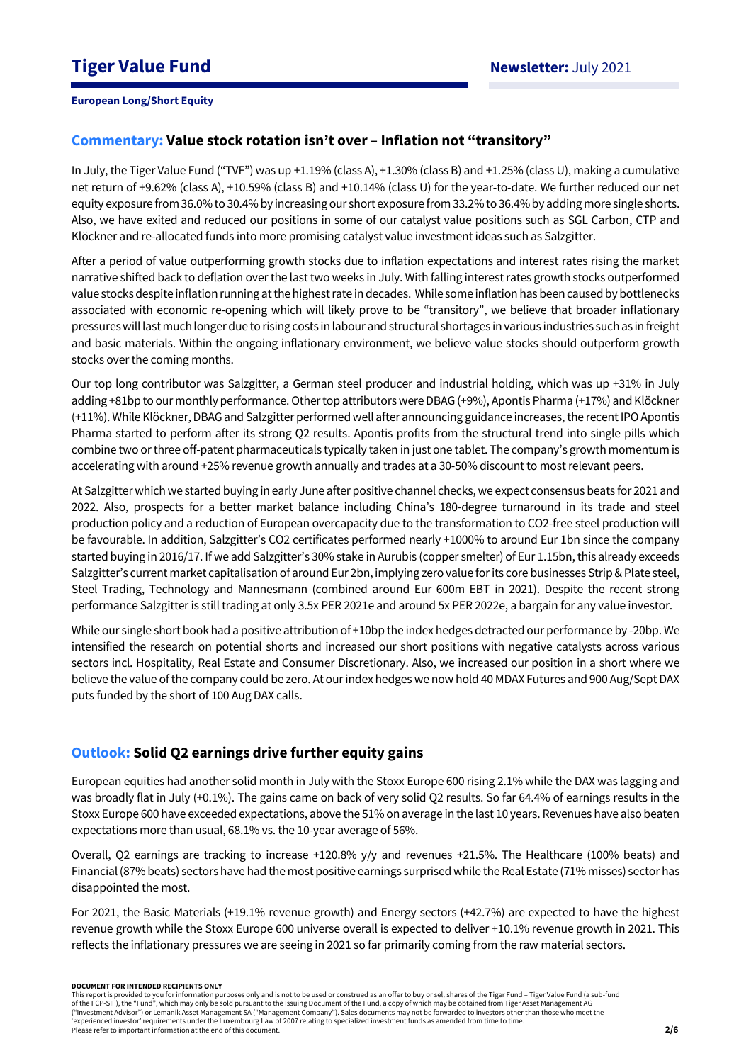**European Long/Short Equity**

## Commentary: Value stock rotation isn't over – Inflation not "transitory"

In July, the Tiger Value Fund ("TVF") was up +1.19% (class A), +1.30% (class B) and +1.25% (class U), making a cumulative net return of +9.62% (class A), +10.59% (class B) and +10.14% (class U) for the year-to-date. We further reduced our net equity exposure from 36.0% to 30.4% by increasing our short exposure from 33.2% to 36.4% by adding more single shorts. Also, we have exited and reduced our positions in some of our catalyst value positions such as SGL Carbon, CTP and Klöckner and re-allocated funds into more promising catalyst value investment ideas such as Salzgitter.

After a period of value outperforming growth stocks due to inflation expectations and interest rates rising the market narrative shifted back to deflation over the last two weeks in July. With falling interest rates growth stocks outperformed value stocks despite inflation running at the highest rate in decades. While some inflation has been caused by bottlenecks associated with economic re-opening which will likely prove to be "transitory", we believe that broader inflationary pressures will last much longer due to rising costs in labour and structural shortages in various industries such as in freight and basic materials. Within the ongoing inflationary environment, we believe value stocks should outperform growth stocks over the coming months.

Our top long contributor was Salzgitter, a German steel producer and industrial holding, which was up +31% in July adding +81bp to our monthly performance. Other top attributors were DBAG (+9%), Apontis Pharma (+17%) and Klöckner (+11%). While Klöckner, DBAG and Salzgitter performed well after announcing guidance increases, the recent IPO Apontis Pharma started to perform after its strong Q2 results. Apontis profits from the structural trend into single pills which combine two or three off-patent pharmaceuticals typically taken in just one tablet. The company's growth momentum is accelerating with around +25% revenue growth annually and trades at a 30-50% discount to most relevant peers.

At Salzgitter which we started buying in early June after positive channel checks, we expect consensus beats for 2021 and 2022. Also, prospects for a better market balance including China's 180-degree turnaround in its trade and steel production policy and a reduction of European overcapacity due to the transformation to $CO_2$-free steel production will be favourable. In addition, Salzgitter's $CO_2$ certificates performed nearly +1000% to around Eur 1bn since the company started buying in 2016/17. If we add Salzgitter's 30% stake in Aurubis (copper smelter) of Eur 1.15bn, this already exceeds Salzgitter's current market capitalisation of around Eur 2bn, implying zero value for its core businesses Strip & Plate steel, Steel Trading, Technology and Mannesmann (combined around Eur 600m EBT in 2021). Despite the recent strong performance Salzgitter is still trading at only 3.5x PER 2021e and around 5x PER 2022e, a bargain for any value investor.

While our single short book had a positive attribution of +10bp the index hedges detracted our performance by -20bp. We intensified the research on potential shorts and increased our short positions with negative catalysts across various sectors incl. Hospitality, Real Estate and Consumer Discretionary. Also, we increased our position in a short where we believe the value of the company could be zero. At our index hedges we now hold 40 MDAX Futures and 900 Aug/Sept DAX puts funded by the short of 100 Aug DAX calls.

## Outlook: Solid Q2 earnings drive further equity gains

European equities had another solid month in July with the Stoxx Europe 600 rising 2.1% while the DAX was lagging and was broadly flat in July (+0.1%). The gains came on back of very solid Q2 results. So far 64.4% of earnings results in the Stoxx Europe 600 have exceeded expectations, above the 51% on average in the last 10 years. Revenues have also beaten expectations more than usual, 68.1% vs. the 10-year average of 56%.

Overall, Q2 earnings are tracking to increase +120.8% y/y and revenues +21.5%. The Healthcare (100% beats) and Financial (87% beats) sectors have had the most positive earnings surprised while the Real Estate (71% misses) sector has disappointed the most.

For 2021, the Basic Materials (+19.1% revenue growth) and Energy sectors (+42.7%) are expected to have the highest revenue growth while the Stoxx Europe 600 universe overall is expected to deliver +10.1% revenue growth in 2021. This reflects the inflationary pressures we are seeing in 2021 so far primarily coming from the raw material sectors.

**DOCUMENT FOR INTENDED RECIPIENTS ONLY**
This report is provided to you for information purposes only and is not to be used or construed as an offer to buy or sell shares of the Tiger Fund – Tiger Value Fund (a sub-fund of the FCP-SIF), the "Fund", which may only be sold pursuant to the Issuing Document of the Fund, a copy of which may be obtained from Tiger Asset Management AG ("Investment Advisor") or Lemanik Asset Management SA ("Management Company"). Sales documents may not be forwarded to investors other than those who meet the 'experienced investor' requirements under the Luxembourg Law of 2007 relating to specialized investment funds as amended from time to time.
Please refer to important information at the end of this document.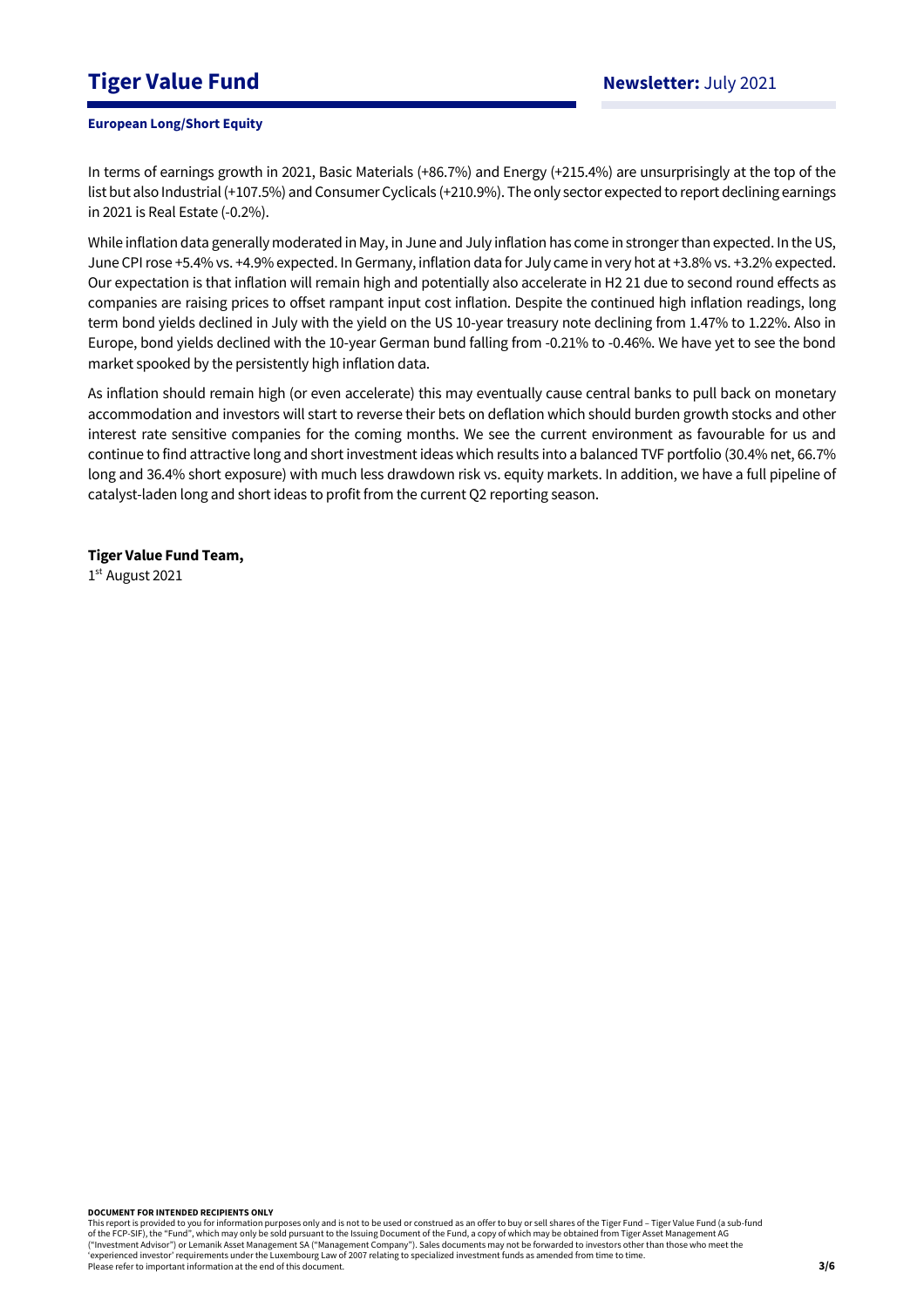In terms of earnings growth in 2021, Basic Materials (+86.7%) and Energy (+215.4%) are unsurprisingly at the top of the list but also Industrial (+107.5%) and Consumer Cyclicals (+210.9%). The only sector expected to report declining earnings in 2021 is Real Estate (-0.2%).

While inflation data generally moderated in May, in June and July inflation has come in stronger than expected. In the US, June CPI rose +5.4% vs. +4.9% expected. In Germany, inflation data for July came in very hot at +3.8% vs. +3.2% expected. Our expectation is that inflation will remain high and potentially also accelerate in H2 21 due to second round effects as companies are raising prices to offset rampant input cost inflation. Despite the continued high inflation readings, long term bond yields declined in July with the yield on the US 10-year treasury note declining from 1.47% to 1.22%. Also in Europe, bond yields declined with the 10-year German bund falling from -0.21% to -0.46%. We have yet to see the bond market spooked by the persistently high inflation data.

As inflation should remain high (or even accelerate) this may eventually cause central banks to pull back on monetary accommodation and investors will start to reverse their bets on deflation which should burden growth stocks and other interest rate sensitive companies for the coming months. We see the current environment as favourable for us and continue to find attractive long and short investment ideas which results into a balanced TVF portfolio (30.4% net, 66.7% long and 36.4% short exposure) with much less drawdown risk vs. equity markets. In addition, we have a full pipeline of catalyst-laden long and short ideas to profit from the current Q2 reporting season.

**Tiger Value Fund Team,**
1st August 2021

**DOCUMENT FOR INTENDED RECIPIENTS ONLY**
This report is provided to you for information purposes only and is not to be used or construed as an offer to buy or sell shares of the Tiger Fund – Tiger Value Fund (a sub-fund of the FCP-SIF), the "Fund", which may only be sold pursuant to the Issuing Document of the Fund, a copy of which may be obtained from Tiger Asset Management AG ("Investment Advisor") or Lemanik Asset Management SA ("Management Company"). Sales documents may not be forwarded to investors other than those who meet the 'experienced investor' requirements under the Luxembourg Law of 2007 relating to specialized investment funds as amended from time to time.
Please refer to important information at the end of this document.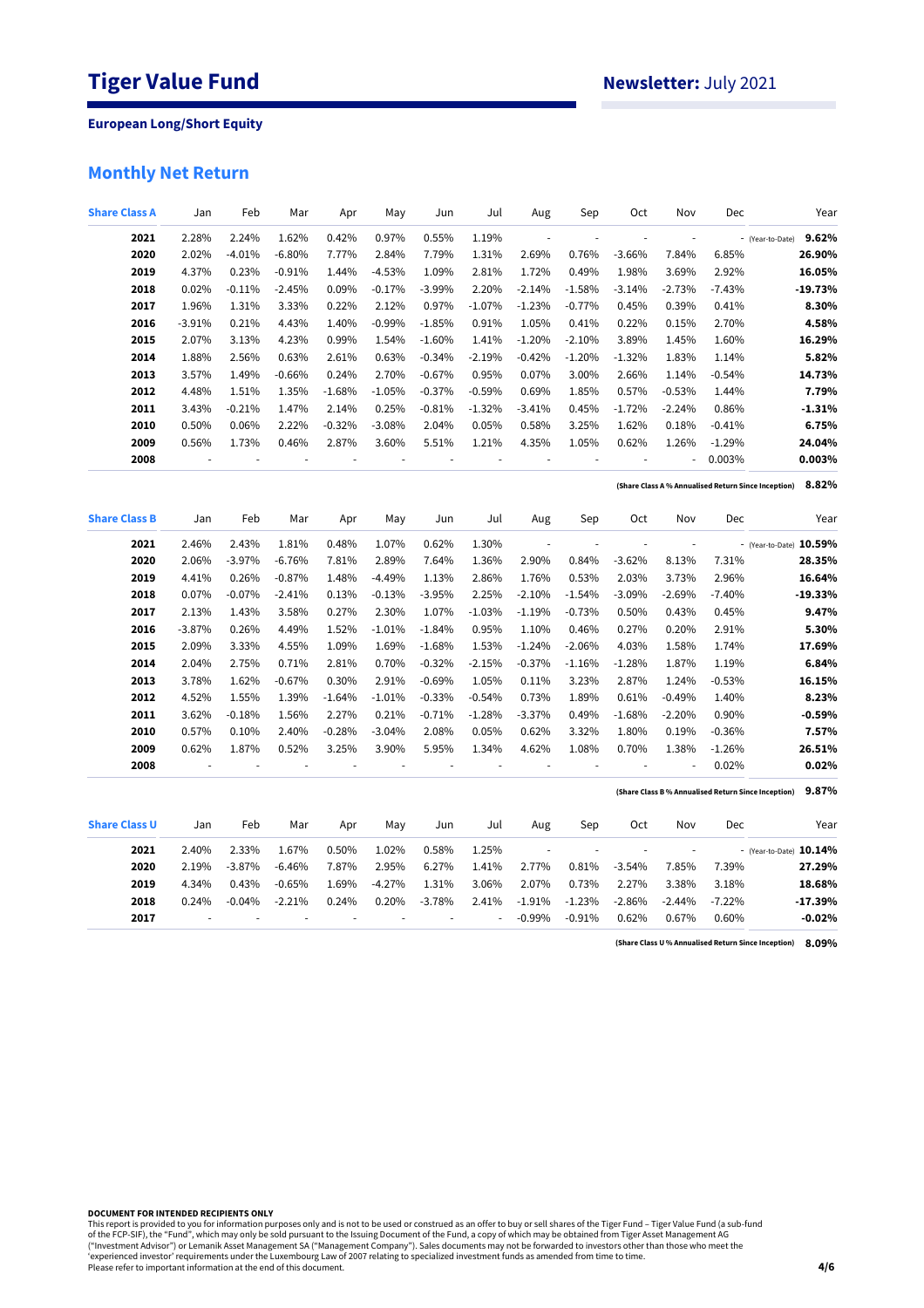# Tiger Value Fund

**Newsletter:** July 2021

**European Long/Short Equity**

## Monthly Net Return

| Share Class A | Jan | Feb | Mar | Apr | May | Jun | Jul | Aug | Sep | Oct | Nov | Dec | | Year |
|---|---|---|---|---|---|---|---|---|---|---|---|---|---|---|
| **2021** | 2.28% | 2.24% | 1.62% | 0.42% | 0.97% | 0.55% | 1.19% | - | - | - | - | - | (Year-to-Date) | **9.62%** |
| **2020** | 2.02% | -4.01% | -6.80% | 7.77% | 2.84% | 7.79% | 1.31% | 2.69% | 0.76% | -3.66% | 7.84% | 6.85% | | **26.90%** |
| **2019** | 4.37% | 0.23% | -0.91% | 1.44% | -4.53% | 1.09% | 2.81% | 1.72% | 0.49% | 1.98% | 3.69% | 2.92% | | **16.05%** |
| **2018** | 0.02% | -0.11% | -2.45% | 0.09% | -0.17% | -3.99% | 2.20% | -2.14% | -1.58% | -3.14% | -2.73% | -7.43% | | **-19.73%** |
| **2017** | 1.96% | 1.31% | 3.33% | 0.22% | 2.12% | 0.97% | -1.07% | -1.23% | -0.77% | 0.45% | 0.39% | 0.41% | | **8.30%** |
| **2016** | -3.91% | 0.21% | 4.43% | 1.40% | -0.99% | -1.85% | 0.91% | 1.05% | 0.41% | 0.22% | 0.15% | 2.70% | | **4.58%** |
| **2015** | 2.07% | 3.13% | 4.23% | 0.99% | 1.54% | -1.60% | 1.41% | -1.20% | -2.10% | 3.89% | 1.45% | 1.60% | | **16.29%** |
| **2014** | 1.88% | 2.56% | 0.63% | 2.61% | 0.63% | -0.34% | -2.19% | -0.42% | -1.20% | -1.32% | 1.83% | 1.14% | | **5.82%** |
| **2013** | 3.57% | 1.49% | -0.66% | 0.24% | 2.70% | -0.67% | 0.95% | 0.07% | 3.00% | 2.66% | 1.14% | -0.54% | | **14.73%** |
| **2012** | 4.48% | 1.51% | 1.35% | -1.68% | -1.05% | -0.37% | -0.59% | 0.69% | 1.85% | 0.57% | -0.53% | 1.44% | | **7.79%** |
| **2011** | 3.43% | -0.21% | 1.47% | 2.14% | 0.25% | -0.81% | -1.32% | -3.41% | 0.45% | -1.72% | -2.24% | 0.86% | | **-1.31%** |
| **2010** | 0.50% | 0.06% | 2.22% | -0.32% | -3.08% | 2.04% | 0.05% | 0.58% | 3.25% | 1.62% | 0.18% | -0.41% | | **6.75%** |
| **2009** | 0.56% | 1.73% | 0.46% | 2.87% | 3.60% | 5.51% | 1.21% | 4.35% | 1.05% | 0.62% | 1.26% | -1.29% | | **24.04%** |
| **2008** | - | - | - | - | - | - | - | - | - | - | - | 0.003% | | **0.003%** |

**(Share Class A % Annualised Return Since Inception) 8.82%**

| Share Class B | Jan | Feb | Mar | Apr | May | Jun | Jul | Aug | Sep | Oct | Nov | Dec | | Year |
|---|---|---|---|---|---|---|---|---|---|---|---|---|---|---|
| **2021** | 2.46% | 2.43% | 1.81% | 0.48% | 1.07% | 0.62% | 1.30% | - | - | - | - | - | (Year-to-Date) | **10.59%** |
| **2020** | 2.06% | -3.97% | -6.76% | 7.81% | 2.89% | 7.64% | 1.36% | 2.90% | 0.84% | -3.62% | 8.13% | 7.31% | | **28.35%** |
| **2019** | 4.41% | 0.26% | -0.87% | 1.48% | -4.49% | 1.13% | 2.86% | 1.76% | 0.53% | 2.03% | 3.73% | 2.96% | | **16.64%** |
| **2018** | 0.07% | -0.07% | -2.41% | 0.13% | -0.13% | -3.95% | 2.25% | -2.10% | -1.54% | -3.09% | -2.69% | -7.40% | | **-19.33%** |
| **2017** | 2.13% | 1.43% | 3.58% | 0.27% | 2.30% | 1.07% | -1.03% | -1.19% | -0.73% | 0.50% | 0.43% | 0.45% | | **9.47%** |
| **2016** | -3.87% | 0.26% | 4.49% | 1.52% | -1.01% | -1.84% | 0.95% | 1.10% | 0.46% | 0.27% | 0.20% | 2.91% | | **5.30%** |
| **2015** | 2.09% | 3.33% | 4.55% | 1.09% | 1.69% | -1.68% | 1.53% | -1.24% | -2.06% | 4.03% | 1.58% | 1.74% | | **17.69%** |
| **2014** | 2.04% | 2.75% | 0.71% | 2.81% | 0.70% | -0.32% | -2.15% | -0.37% | -1.16% | -1.28% | 1.87% | 1.19% | | **6.84%** |
| **2013** | 3.78% | 1.62% | -0.67% | 0.30% | 2.91% | -0.69% | 1.05% | 0.11% | 3.23% | 2.87% | 1.24% | -0.53% | | **16.15%** |
| **2012** | 4.52% | 1.55% | 1.39% | -1.64% | -1.01% | -0.33% | -0.54% | 0.73% | 1.89% | 0.61% | -0.49% | 1.40% | | **8.23%** |
| **2011** | 3.62% | -0.18% | 1.56% | 2.27% | 0.21% | -0.71% | -1.28% | -3.37% | 0.49% | -1.68% | -2.20% | 0.90% | | **-0.59%** |
| **2010** | 0.57% | 0.10% | 2.40% | -0.28% | -3.04% | 2.08% | 0.05% | 0.62% | 3.32% | 1.80% | 0.19% | -0.36% | | **7.57%** |
| **2009** | 0.62% | 1.87% | 0.52% | 3.25% | 3.90% | 5.95% | 1.34% | 4.62% | 1.08% | 0.70% | 1.38% | -1.26% | | **26.51%** |
| **2008** | - | - | - | - | - | - | - | - | - | - | - | 0.02% | | **0.02%** |

**(Share Class B % Annualised Return Since Inception) 9.87%**

| Share Class U | Jan | Feb | Mar | Apr | May | Jun | Jul | Aug | Sep | Oct | Nov | Dec | | Year |
|---|---|---|---|---|---|---|---|---|---|---|---|---|---|---|
| **2021** | 2.40% | 2.33% | 1.67% | 0.50% | 1.02% | 0.58% | 1.25% | - | - | - | - | - | (Year-to-Date) | **10.14%** |
| **2020** | 2.19% | -3.87% | -6.46% | 7.87% | 2.95% | 6.27% | 1.41% | 2.77% | 0.81% | -3.54% | 7.85% | 7.39% | | **27.29%** |
| **2019** | 4.34% | 0.43% | -0.65% | 1.69% | -4.27% | 1.31% | 3.06% | 2.07% | 0.73% | 2.27% | 3.38% | 3.18% | | **18.68%** |
| **2018** | 0.24% | -0.04% | -2.21% | 0.24% | 0.20% | -3.78% | 2.41% | -1.91% | -1.23% | -2.86% | -2.44% | -7.22% | | **-17.39%** |
| **2017** | - | - | - | - | - | - | - | -0.99% | -0.91% | 0.62% | 0.67% | 0.60% | | **-0.02%** |

**(Share Class U % Annualised Return Since Inception) 8.09%**

**DOCUMENT FOR INTENDED RECIPIENTS ONLY**
This report is provided to you for information purposes only and is not to be used or construed as an offer to buy or sell shares of the Tiger Fund – Tiger Value Fund (a sub-fund of the FCP-SIF), the "Fund", which may only be sold pursuant to the Issuing Document of the Fund, a copy of which may be obtained from Tiger Asset Management AG ("Investment Advisor") or Lemanik Asset Management SA ("Management Company"). Sales documents may not be forwarded to investors other than those who meet the 'experienced investor' requirements under the Luxembourg Law of 2007 relating to specialized investment funds as amended from time to time.
Please refer to important information at the end of this document.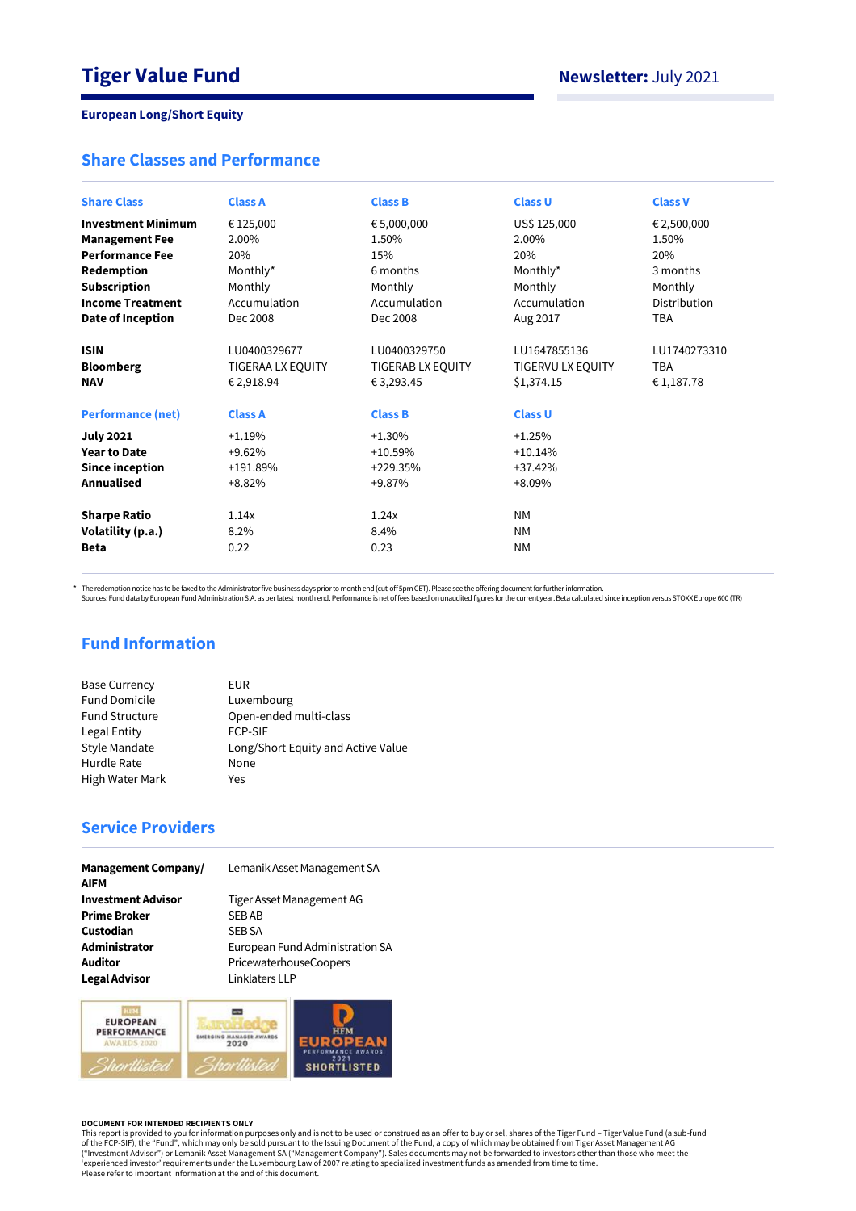# Tiger Value Fund

**Newsletter:** July 2021

**European Long/Short Equity**

## Share Classes and Performance

| Share Class | Class A | Class B | Class U | Class V |
|---|---|---|---|---|
| **Investment Minimum** | € 125,000 | € 5,000,000 | US$ 125,000 | € 2,500,000 |
| **Management Fee** | 2.00% | 1.50% | 2.00% | 1.50% |
| **Performance Fee** | 20% | 15% | 20% | 20% |
| **Redemption** | Monthly* | 6 months | Monthly* | 3 months |
| **Subscription** | Monthly | Monthly | Monthly | Monthly |
| **Income Treatment** | Accumulation | Accumulation | Accumulation | Distribution |
| **Date of Inception** | Dec 2008 | Dec 2008 | Aug 2017 | TBA |
| | | | | |
| **ISIN** | LU0400329677 | LU0400329750 | LU1647855136 | LU1740273310 |
| **Bloomberg** | TIGERAA LX EQUITY | TIGERAB LX EQUITY | TIGERVU LX EQUITY | TBA |
| **NAV** | € 2,918.94 | € 3,293.45 | $1,374.15 | € 1,187.78 |

| Performance (net) | Class A | Class B | Class U |
|---|---|---|---|
| **July 2021** | +1.19% | +1.30% | +1.25% |
| **Year to Date** | +9.62% | +10.59% | +10.14% |
| **Since inception** | +191.89% | +229.35% | +37.42% |
| **Annualised** | +8.82% | +9.87% | +8.09% |
| | | | |
| **Sharpe Ratio** | 1.14x | 1.24x | NM |
| **Volatility (p.a.)** | 8.2% | 8.4% | NM |
| **Beta** | 0.22 | 0.23 | NM |

* The redemption notice has to be faxed to the Administrator five business days prior to month end (cut-off 5pm CET). Please see the offering document for further information.
Sources: Fund data by European Fund Administration S.A. as per latest month end. Performance is net of fees based on unaudited figures for the current year. Beta calculated since inception versus STOXX Europe 600 (TR)

## Fund Information

| | |
|---|---|
| Base Currency | EUR |
| Fund Domicile | Luxembourg |
| Fund Structure | Open-ended multi-class |
| Legal Entity | FCP-SIF |
| Style Mandate | Long/Short Equity and Active Value |
| Hurdle Rate | None |
| High Water Mark | Yes |

## Service Providers

| | |
|---|---|
| **Management Company/ AIFM** | Lemanik Asset Management SA |
| **Investment Advisor** | Tiger Asset Management AG |
| **Prime Broker** | SEB AB |
| **Custodian** | SEB SA |
| **Administrator** | European Fund Administration SA |
| **Auditor** | PricewaterhouseCoopers |
| **Legal Advisor** | Linklaters LLP |

**DOCUMENT FOR INTENDED RECIPIENTS ONLY**
This report is provided to you for information purposes only and is not to be used or construed as an offer to buy or sell shares of the Tiger Fund – Tiger Value Fund (a sub-fund of the FCP-SIF), the "Fund", which may only be sold pursuant to the Issuing Document of the Fund, a copy of which may be obtained from Tiger Asset Management AG ("Investment Advisor") or Lemanik Asset Management SA ("Management Company"). Sales documents may not be forwarded to investors other than those who meet the 'experienced investor' requirements under the Luxembourg Law of 2007 relating to specialized investment funds as amended from time to time.
Please refer to important information at the end of this document.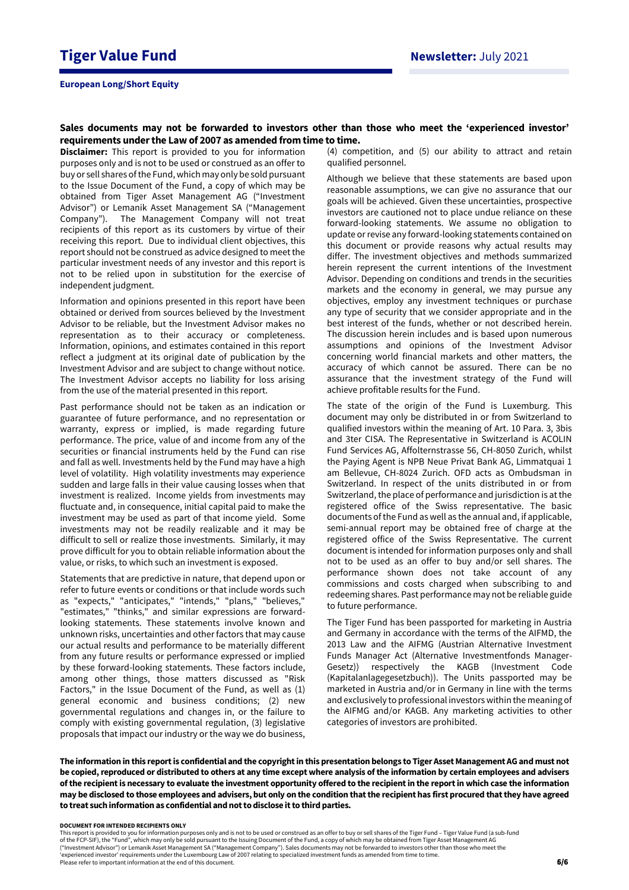**Sales documents may not be forwarded to investors other than those who meet the 'experienced investor' requirements under the Law of 2007 as amended from time to time.**

**Disclaimer:** This report is provided to you for information purposes only and is not to be used or construed as an offer to buy or sell shares of the Fund, which may only be sold pursuant to the Issue Document of the Fund, a copy of which may be obtained from Tiger Asset Management AG ("Investment Advisor") or Lemanik Asset Management SA ("Management Company"). The Management Company will not treat recipients of this report as its customers by virtue of their receiving this report. Due to individual client objectives, this report should not be construed as advice designed to meet the particular investment needs of any investor and this report is not to be relied upon in substitution for the exercise of independent judgment.

Information and opinions presented in this report have been obtained or derived from sources believed by the Investment Advisor to be reliable, but the Investment Advisor makes no representation as to their accuracy or completeness. Information, opinions, and estimates contained in this report reflect a judgment at its original date of publication by the Investment Advisor and are subject to change without notice. The Investment Advisor accepts no liability for loss arising from the use of the material presented in this report.

Past performance should not be taken as an indication or guarantee of future performance, and no representation or warranty, express or implied, is made regarding future performance. The price, value of and income from any of the securities or financial instruments held by the Fund can rise and fall as well. Investments held by the Fund may have a high level of volatility. High volatility investments may experience sudden and large falls in their value causing losses when that investment is realized. Income yields from investments may fluctuate and, in consequence, initial capital paid to make the investment may be used as part of that income yield. Some investments may not be readily realizable and it may be difficult to sell or realize those investments. Similarly, it may prove difficult for you to obtain reliable information about the value, or risks, to which such an investment is exposed.

Statements that are predictive in nature, that depend upon or refer to future events or conditions or that include words such as "expects," "anticipates," "intends," "plans," "believes," "estimates," "thinks," and similar expressions are forward-looking statements. These statements involve known and unknown risks, uncertainties and other factors that may cause our actual results and performance to be materially different from any future results or performance expressed or implied by these forward-looking statements. These factors include, among other things, those matters discussed as "Risk Factors," in the Issue Document of the Fund, as well as (1) general economic and business conditions; (2) new governmental regulations and changes in, or the failure to comply with existing governmental regulation, (3) legislative proposals that impact our industry or the way we do business, (4) competition, and (5) our ability to attract and retain qualified personnel.

Although we believe that these statements are based upon reasonable assumptions, we can give no assurance that our goals will be achieved. Given these uncertainties, prospective investors are cautioned not to place undue reliance on these forward-looking statements. We assume no obligation to update or revise any forward-looking statements contained on this document or provide reasons why actual results may differ. The investment objectives and methods summarized herein represent the current intentions of the Investment Advisor. Depending on conditions and trends in the securities markets and the economy in general, we may pursue any objectives, employ any investment techniques or purchase any type of security that we consider appropriate and in the best interest of the funds, whether or not described herein. The discussion herein includes and is based upon numerous assumptions and opinions of the Investment Advisor concerning world financial markets and other matters, the accuracy of which cannot be assured. There can be no assurance that the investment strategy of the Fund will achieve profitable results for the Fund.

The state of the origin of the Fund is Luxemburg. This document may only be distributed in or from Switzerland to qualified investors within the meaning of Art. 10 Para. 3, 3bis and 3ter CISA. The Representative in Switzerland is ACOLIN Fund Services AG, Affolternstrasse 56, CH-8050 Zurich, whilst the Paying Agent is NPB Neue Privat Bank AG, Limmatquai 1 am Bellevue, CH-8024 Zurich. OFD acts as Ombudsman in Switzerland. In respect of the units distributed in or from Switzerland, the place of performance and jurisdiction is at the registered office of the Swiss representative. The basic documents of the Fund as well as the annual and, if applicable, semi-annual report may be obtained free of charge at the registered office of the Swiss Representative. The current document is intended for information purposes only and shall not to be used as an offer to buy and/or sell shares. The performance shown does not take account of any commissions and costs charged when subscribing to and redeeming shares. Past performance may not be reliable guide to future performance.

The Tiger Fund has been passported for marketing in Austria and Germany in accordance with the terms of the AIFMD, the 2013 Law and the AIFMG (Austrian Alternative Investment Funds Manager Act (Alternative Investmentfonds Manager-Gesetz)) respectively the KAGB (Investment Code (Kapitalanlagegesetzbuch)). The Units passported may be marketed in Austria and/or in Germany in line with the terms and exclusively to professional investors within the meaning of the AIFMG and/or KAGB. Any marketing activities to other categories of investors are prohibited.

**The information in this report is confidential and the copyright in this presentation belongs to Tiger Asset Management AG and must not be copied, reproduced or distributed to others at any time except where analysis of the information by certain employees and advisers of the recipient is necessary to evaluate the investment opportunity offered to the recipient in the report in which case the information may be disclosed to those employees and advisers, but only on the condition that the recipient has first procured that they have agreed to treat such information as confidential and not to disclose it to third parties.**

**DOCUMENT FOR INTENDED RECIPIENTS ONLY**

This report is provided to you for information purposes only and is not to be used or construed as an offer to buy or sell shares of the Tiger Fund – Tiger Value Fund (a sub-fund of the FCP-SIF), the "Fund", which may only be sold pursuant to the Issuing Document of the Fund, a copy of which may be obtained from Tiger Asset Management AG ("Investment Advisor") or Lemanik Asset Management SA ("Management Company"). Sales documents may not be forwarded to investors other than those who meet the 'experienced investor' requirements under the Luxembourg Law of 2007 relating to specialized investment funds as amended from time to time.
Please refer to important information at the end of this document.